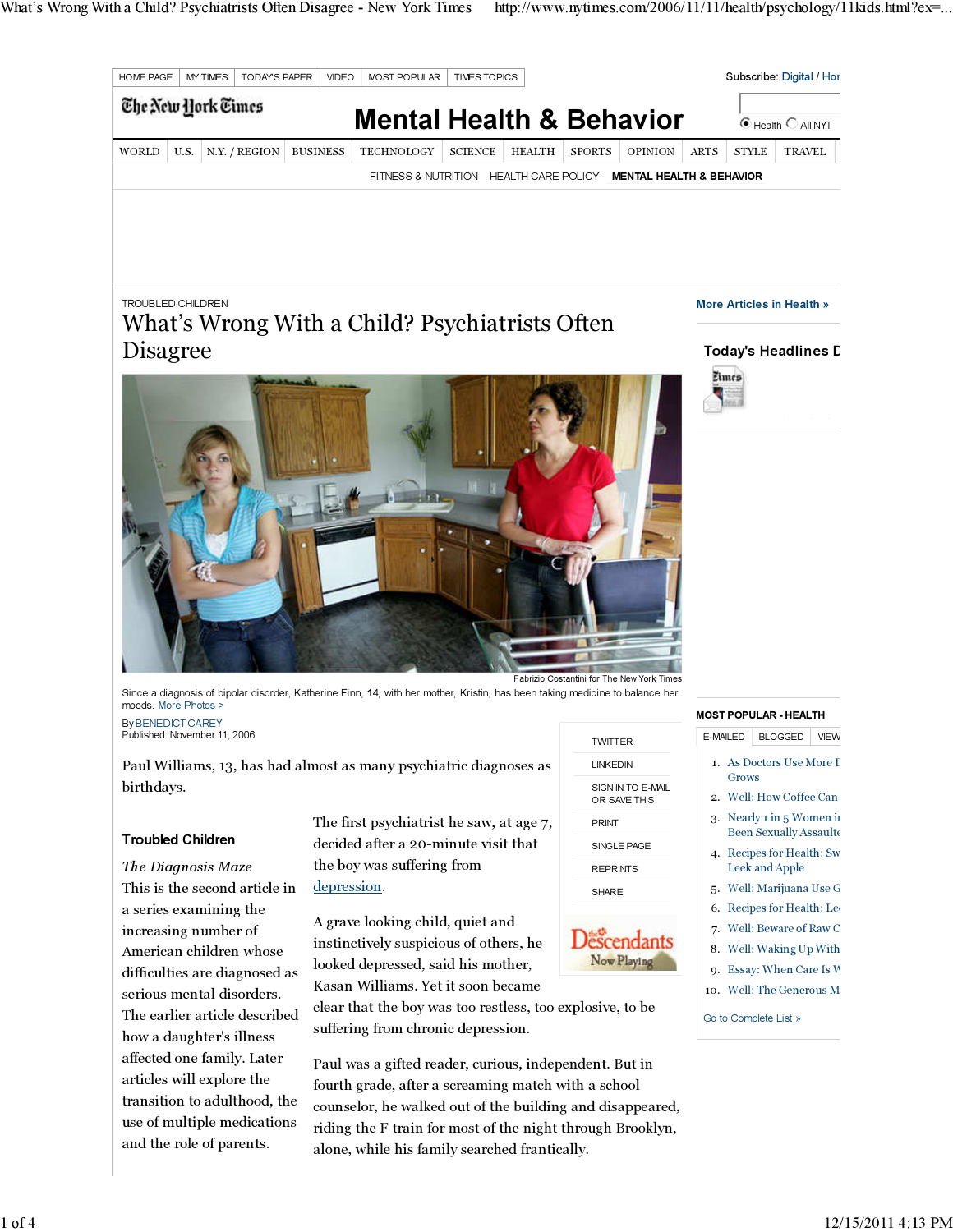TROUBLED CHILDREN

# What's Wrong With a Child? Psychiatrists Often Disagree

Since a diagnosis of bipolar disorder, Katherine Finn, 14, with her mother, Kristin, has been taking medicine to balance her moods.

By BENEDICT CAREY
Published: November 11, 2006

Paul Williams, 13, has had almost as many psychiatric diagnoses as birthdays.

**Troubled Children**

*The Diagnosis Maze*

This is the second article in a series examining the increasing number of American children whose difficulties are diagnosed as serious mental disorders. The earlier article described how a daughter's illness affected one family. Later articles will explore the transition to adulthood, the use of multiple medications and the role of parents.

The first psychiatrist he saw, at age 7, decided after a 20-minute visit that the boy was suffering from depression.

A grave looking child, quiet and instinctively suspicious of others, he looked depressed, said his mother, Kasan Williams. Yet it soon became clear that the boy was too restless, too explosive, to be suffering from chronic depression.

Paul was a gifted reader, curious, independent. But in fourth grade, after a screaming match with a school counselor, he walked out of the building and disappeared, riding the F train for most of the night through Brooklyn, alone, while his family searched frantically.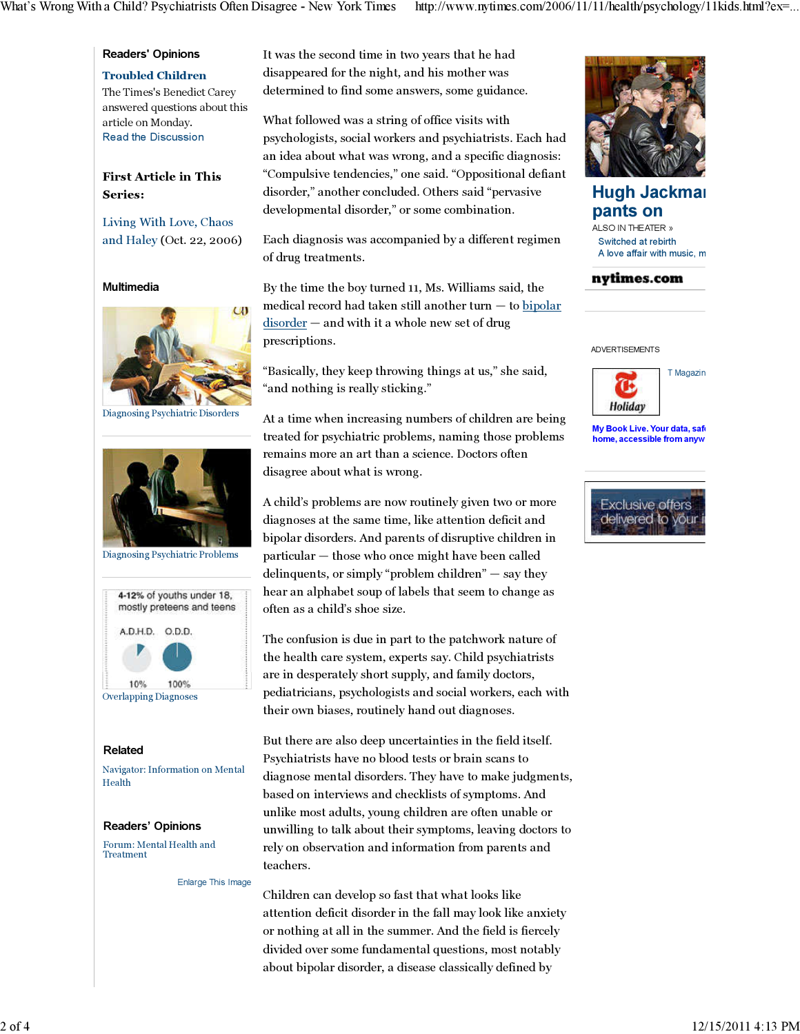It was the second time in two years that he had disappeared for the night, and his mother was determined to find some answers, some guidance.

What followed was a string of office visits with psychologists, social workers and psychiatrists. Each had an idea about what was wrong, and a specific diagnosis: "Compulsive tendencies," one said. "Oppositional defiant disorder," another concluded. Others said "pervasive developmental disorder," or some combination.

Each diagnosis was accompanied by a different regimen of drug treatments.

By the time the boy turned 11, Ms. Williams said, the medical record had taken still another turn — to bipolar disorder — and with it a whole new set of drug prescriptions.

"Basically, they keep throwing things at us," she said, "and nothing is really sticking."

At a time when increasing numbers of children are being treated for psychiatric problems, naming those problems remains more an art than a science. Doctors often disagree about what is wrong.

A child's problems are now routinely given two or more diagnoses at the same time, like attention deficit and bipolar disorders. And parents of disruptive children in particular — those who once might have been called delinquents, or simply "problem children" — say they hear an alphabet soup of labels that seem to change as often as a child's shoe size.

The confusion is due in part to the patchwork nature of the health care system, experts say. Child psychiatrists are in desperately short supply, and family doctors, pediatricians, psychologists and social workers, each with their own biases, routinely hand out diagnoses.

But there are also deep uncertainties in the field itself. Psychiatrists have no blood tests or brain scans to diagnose mental disorders. They have to make judgments, based on interviews and checklists of symptoms. And unlike most adults, young children are often unable or unwilling to talk about their symptoms, leaving doctors to rely on observation and information from parents and teachers.

Children can develop so fast that what looks like attention deficit disorder in the fall may look like anxiety or nothing at all in the summer. And the field is fiercely divided over some fundamental questions, most notably about bipolar disorder, a disease classically defined by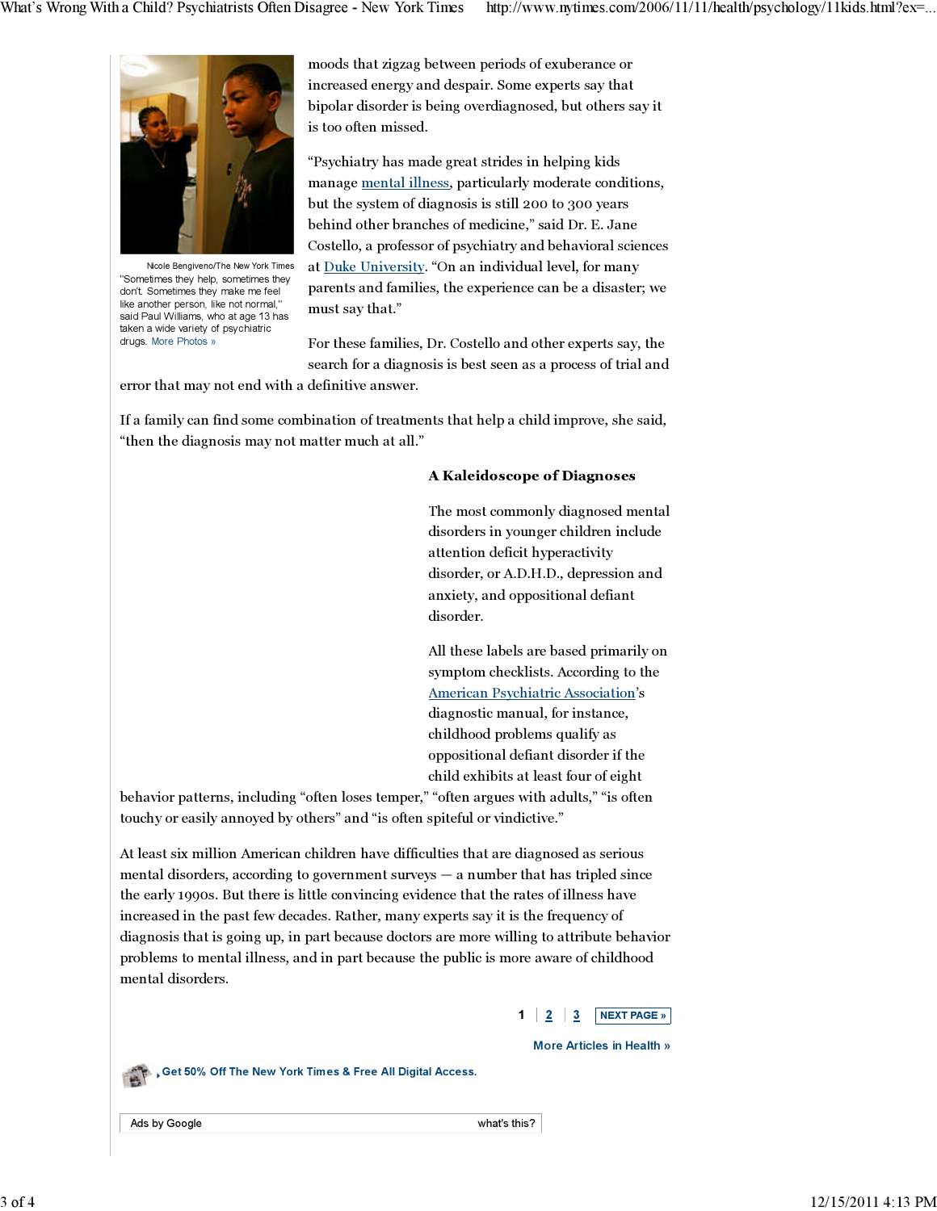Nicole Bengiveno/The New York Times

"Sometimes they help, sometimes they don't. Sometimes they make me feel like another person, like not normal," said Paul Williams, who at age 13 has taken a wide variety of psychiatric drugs. More Photos »

moods that zigzag between periods of exuberance or increased energy and despair. Some experts say that bipolar disorder is being overdiagnosed, but others say it is too often missed.

"Psychiatry has made great strides in helping kids manage mental illness, particularly moderate conditions, but the system of diagnosis is still 200 to 300 years behind other branches of medicine," said Dr. E. Jane Costello, a professor of psychiatry and behavioral sciences at Duke University. "On an individual level, for many parents and families, the experience can be a disaster; we must say that."

For these families, Dr. Costello and other experts say, the search for a diagnosis is best seen as a process of trial and error that may not end with a definitive answer.

If a family can find some combination of treatments that help a child improve, she said, "then the diagnosis may not matter much at all."

### A Kaleidoscope of Diagnoses

The most commonly diagnosed mental disorders in younger children include attention deficit hyperactivity disorder, or A.D.H.D., depression and anxiety, and oppositional defiant disorder.

All these labels are based primarily on symptom checklists. According to the American Psychiatric Association's diagnostic manual, for instance, childhood problems qualify as oppositional defiant disorder if the child exhibits at least four of eight behavior patterns, including "often loses temper," "often argues with adults," "is often touchy or easily annoyed by others" and "is often spiteful or vindictive."

At least six million American children have difficulties that are diagnosed as serious mental disorders, according to government surveys — a number that has tripled since the early 1990s. But there is little convincing evidence that the rates of illness have increased in the past few decades. Rather, many experts say it is the frequency of diagnosis that is going up, in part because doctors are more willing to attribute behavior problems to mental illness, and in part because the public is more aware of childhood mental disorders.

1 | 2 | 3 NEXT PAGE »

More Articles in Health »

Get 50% Off The New York Times & Free All Digital Access.

Ads by Google what's this?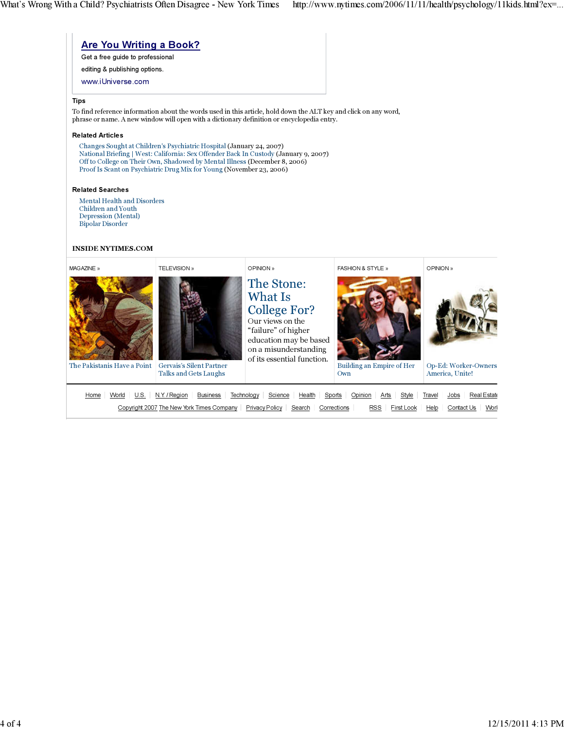## Are You Writing a Book?

Get a free guide to professional

editing & publishing options.

www.iUniverse.com

**Tips**

To find reference information about the words used in this article, hold down the ALT key and click on any word, phrase or name. A new window will open with a dictionary definition or encyclopedia entry.

**Related Articles**

- Changes Sought at Children's Psychiatric Hospital (January 24, 2007)
- National Briefing | West: California: Sex Offender Back In Custody (January 9, 2007)
- Off to College on Their Own, Shadowed by Mental Illness (December 8, 2006)
- Proof Is Scant on Psychiatric Drug Mix for Young (November 23, 2006)

**Related Searches**

- Mental Health and Disorders
- Children and Youth
- Depression (Mental)
- Bipolar Disorder

**INSIDE NYTIMES.COM**

MAGAZINE »

The Pakistanis Have a Point

TELEVISION »

Gervais's Silent Partner Talks and Gets Laughs

OPINION »

**The Stone: What Is College For?**

Our views on the "failure" of higher education may be based on a misunderstanding of its essential function.

FASHION & STYLE »

Building an Empire of Her Own

OPINION »

Op-Ed: Worker-Owners America, Unite!

Home | World | U.S. | N.Y. / Region | Business | Technology | Science | Health | Sports | Opinion | Arts | Style | Travel | Jobs | Real Estate

Copyright 2007 The New York Times Company | Privacy Policy | Search | Corrections | RSS | First Look | Help | Contact Us | Work